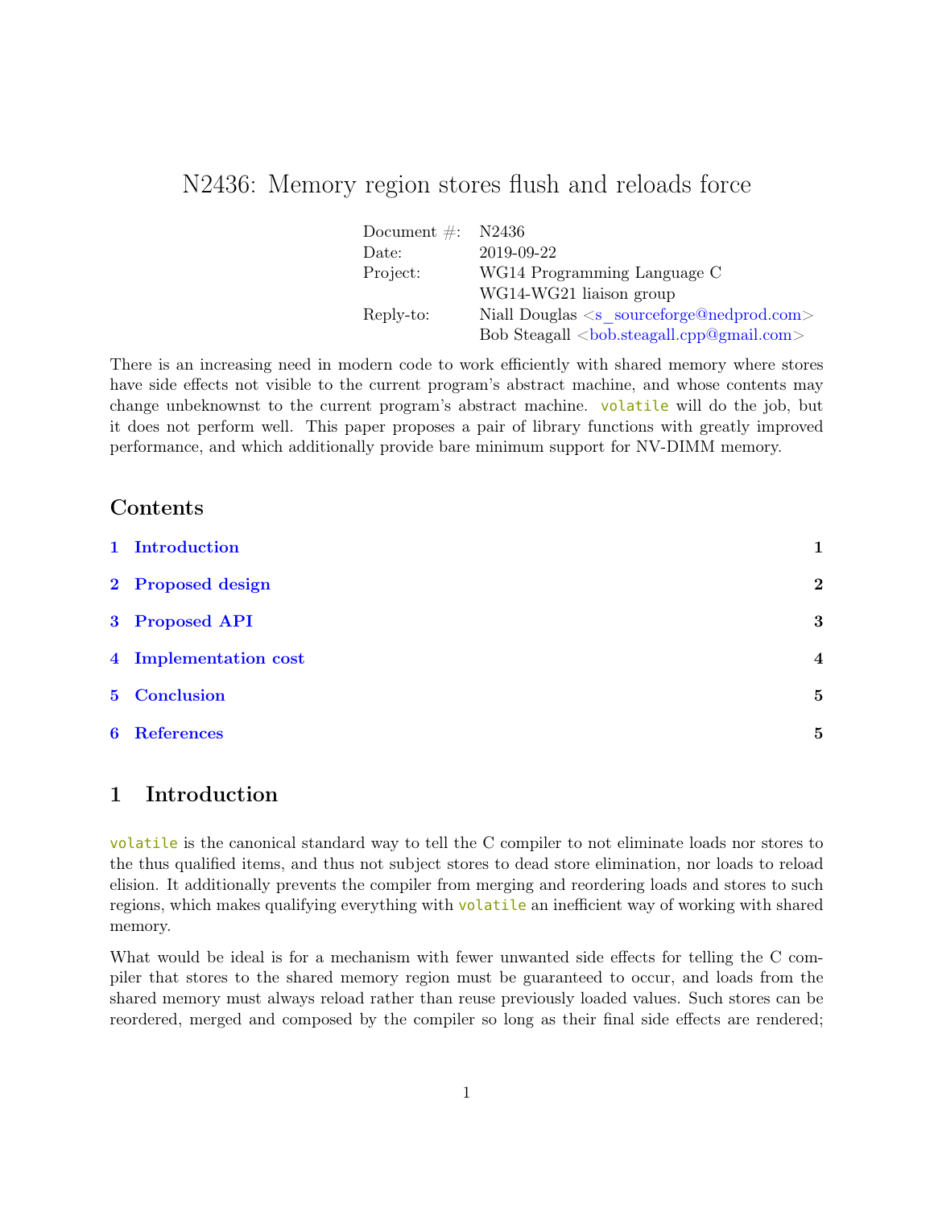# N2436: Memory region stores flush and reloads force

| | |
|---|---|
| Document #: | N2436 |
| Date: | 2019-09-22 |
| Project: | WG14 Programming Language C |
| | WG14-WG21 liaison group |
| Reply-to: | Niall Douglas <s_sourceforge@nedprod.com> |
| | Bob Steagall <bob.steagall.cpp@gmail.com> |

There is an increasing need in modern code to work efficiently with shared memory where stores have side effects not visible to the current program's abstract machine, and whose contents may change unbeknownst to the current program's abstract machine. `volatile` will do the job, but it does not perform well. This paper proposes a pair of library functions with greatly improved performance, and which additionally provide bare minimum support for NV-DIMM memory.

## Contents

1 Introduction 1

2 Proposed design 2

3 Proposed API 3

4 Implementation cost 4

5 Conclusion 5

6 References 5

## 1 Introduction

`volatile` is the canonical standard way to tell the C compiler to not eliminate loads nor stores to the thus qualified items, and thus not subject stores to dead store elimination, nor loads to reload elision. It additionally prevents the compiler from merging and reordering loads and stores to such regions, which makes qualifying everything with `volatile` an inefficient way of working with shared memory.

What would be ideal is for a mechanism with fewer unwanted side effects for telling the C compiler that stores to the shared memory region must be guaranteed to occur, and loads from the shared memory must always reload rather than reuse previously loaded values. Such stores can be reordered, merged and composed by the compiler so long as their final side effects are rendered;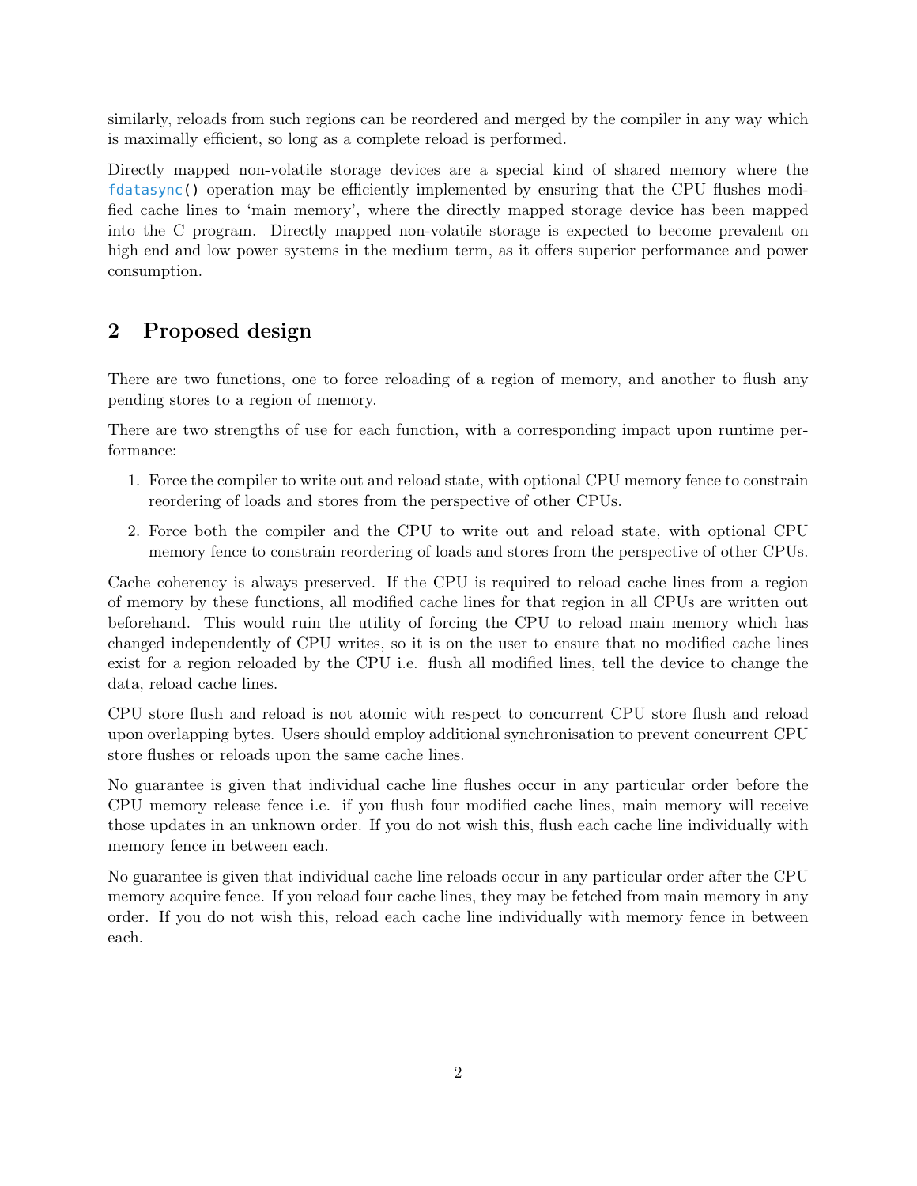similarly, reloads from such regions can be reordered and merged by the compiler in any way which is maximally efficient, so long as a complete reload is performed.

Directly mapped non-volatile storage devices are a special kind of shared memory where the `fdatasync()` operation may be efficiently implemented by ensuring that the CPU flushes modified cache lines to 'main memory', where the directly mapped storage device has been mapped into the C program. Directly mapped non-volatile storage is expected to become prevalent on high end and low power systems in the medium term, as it offers superior performance and power consumption.

## 2 Proposed design

There are two functions, one to force reloading of a region of memory, and another to flush any pending stores to a region of memory.

There are two strengths of use for each function, with a corresponding impact upon runtime performance:

1. Force the compiler to write out and reload state, with optional CPU memory fence to constrain reordering of loads and stores from the perspective of other CPUs.
2. Force both the compiler and the CPU to write out and reload state, with optional CPU memory fence to constrain reordering of loads and stores from the perspective of other CPUs.

Cache coherency is always preserved. If the CPU is required to reload cache lines from a region of memory by these functions, all modified cache lines for that region in all CPUs are written out beforehand. This would ruin the utility of forcing the CPU to reload main memory which has changed independently of CPU writes, so it is on the user to ensure that no modified cache lines exist for a region reloaded by the CPU i.e. flush all modified lines, tell the device to change the data, reload cache lines.

CPU store flush and reload is not atomic with respect to concurrent CPU store flush and reload upon overlapping bytes. Users should employ additional synchronisation to prevent concurrent CPU store flushes or reloads upon the same cache lines.

No guarantee is given that individual cache line flushes occur in any particular order before the CPU memory release fence i.e. if you flush four modified cache lines, main memory will receive those updates in an unknown order. If you do not wish this, flush each cache line individually with memory fence in between each.

No guarantee is given that individual cache line reloads occur in any particular order after the CPU memory acquire fence. If you reload four cache lines, they may be fetched from main memory in any order. If you do not wish this, reload each cache line individually with memory fence in between each.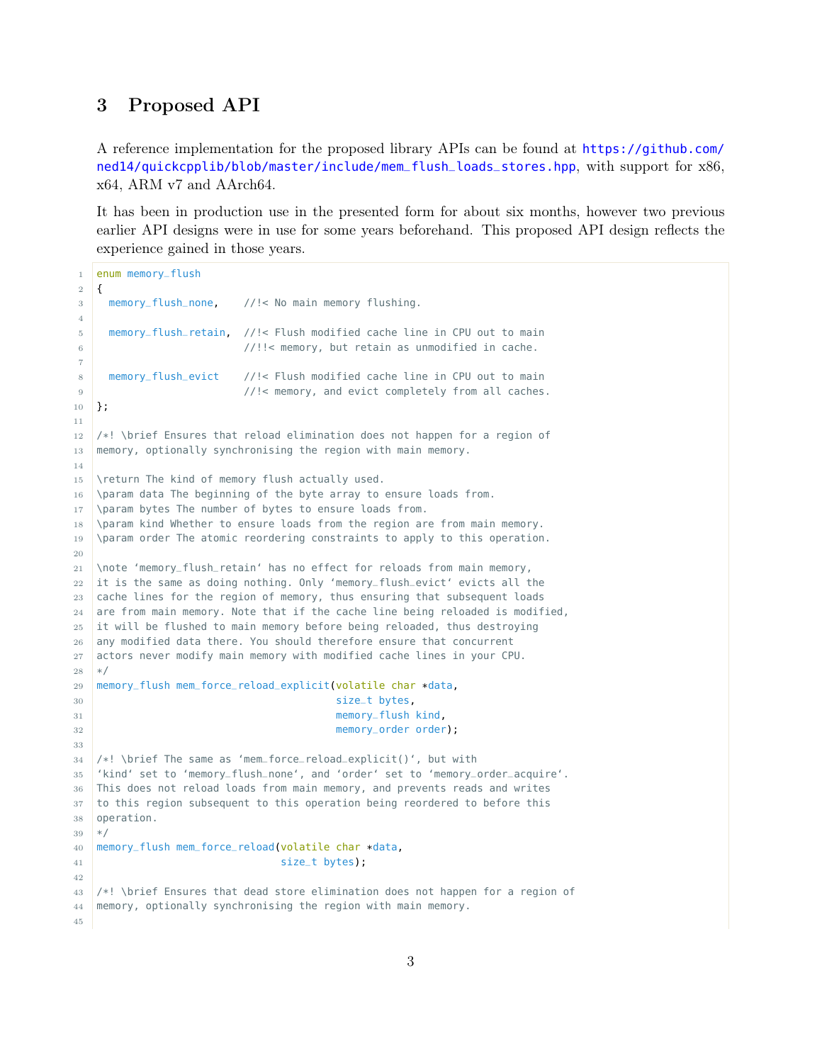## 3 Proposed API

A reference implementation for the proposed library APIs can be found at https://github.com/ned14/quickcpplib/blob/master/include/mem_flush_loads_stores.hpp, with support for x86, x64, ARM v7 and AArch64.

It has been in production use in the presented form for about six months, however two previous earlier API designs were in use for some years beforehand. This proposed API design reflects the experience gained in those years.

```
enum memory_flush
{
  memory_flush_none,    //!< No main memory flushing.

  memory_flush_retain,  //!< Flush modified cache line in CPU out to main
                        //!!< memory, but retain as unmodified in cache.

  memory_flush_evict    //!< Flush modified cache line in CPU out to main
                        //!< memory, and evict completely from all caches.
};

/*! \brief Ensures that reload elimination does not happen for a region of
memory, optionally synchronising the region with main memory.

\return The kind of memory flush actually used.
\param data The beginning of the byte array to ensure loads from.
\param bytes The number of bytes to ensure loads from.
\param kind Whether to ensure loads from the region are from main memory.
\param order The atomic reordering constraints to apply to this operation.

\note 'memory_flush_retain' has no effect for reloads from main memory,
it is the same as doing nothing. Only 'memory_flush_evict' evicts all the
cache lines for the region of memory, thus ensuring that subsequent loads
are from main memory. Note that if the cache line being reloaded is modified,
it will be flushed to main memory before being reloaded, thus destroying
any modified data there. You should therefore ensure that concurrent
actors never modify main memory with modified cache lines in your CPU.
*/
memory_flush mem_force_reload_explicit(volatile char *data,
                                       size_t bytes,
                                       memory_flush kind,
                                       memory_order order);

/*! \brief The same as 'mem_force_reload_explicit()', but with
'kind' set to 'memory_flush_none', and 'order' set to 'memory_order_acquire'.
This does not reload loads from main memory, and prevents reads and writes
to this region subsequent to this operation being reordered to before this
operation.
*/
memory_flush mem_force_reload(volatile char *data,
                              size_t bytes);

/*! \brief Ensures that dead store elimination does not happen for a region of
memory, optionally synchronising the region with main memory.

```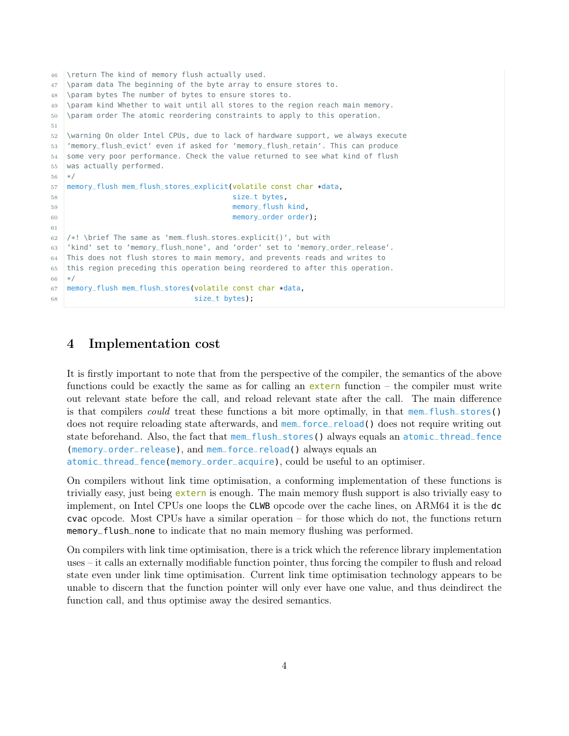```
\return The kind of memory flush actually used.
\param data The beginning of the byte array to ensure stores to.
\param bytes The number of bytes to ensure stores to.
\param kind Whether to wait until all stores to the region reach main memory.
\param order The atomic reordering constraints to apply to this operation.

\warning On older Intel CPUs, due to lack of hardware support, we always execute
'memory_flush_evict' even if asked for 'memory_flush_retain'. This can produce
some very poor performance. Check the value returned to see what kind of flush
was actually performed.
*/
memory_flush mem_flush_stores_explicit(volatile const char *data,
                                       size_t bytes,
                                       memory_flush kind,
                                       memory_order order);

/*! \brief The same as 'mem_flush_stores_explicit()', but with
'kind' set to 'memory_flush_none', and 'order' set to 'memory_order_release'.
This does not flush stores to main memory, and prevents reads and writes to
this region preceding this operation being reordered to after this operation.
*/
memory_flush mem_flush_stores(volatile const char *data,
                              size_t bytes);
```

## 4 Implementation cost

It is firstly important to note that from the perspective of the compiler, the semantics of the above functions could be exactly the same as for calling an `extern` function – the compiler must write out relevant state before the call, and reload relevant state after the call. The main difference is that compilers *could* treat these functions a bit more optimally, in that `mem_flush_stores()` does not require reloading state afterwards, and `mem_force_reload()` does not require writing out state beforehand. Also, the fact that `mem_flush_stores()` always equals an `atomic_thread_fence(memory_order_release)`, and `mem_force_reload()` always equals an `atomic_thread_fence(memory_order_acquire)`, could be useful to an optimiser.

On compilers without link time optimisation, a conforming implementation of these functions is trivially easy, just being `extern` is enough. The main memory flush support is also trivially easy to implement, on Intel CPUs one loops the `CLWB` opcode over the cache lines, on ARM64 it is the `dc cvac` opcode. Most CPUs have a similar operation – for those which do not, the functions return `memory_flush_none` to indicate that no main memory flushing was performed.

On compilers with link time optimisation, there is a trick which the reference library implementation uses – it calls an externally modifiable function pointer, thus forcing the compiler to flush and reload state even under link time optimisation. Current link time optimisation technology appears to be unable to discern that the function pointer will only ever have one value, and thus deindirect the function call, and thus optimise away the desired semantics.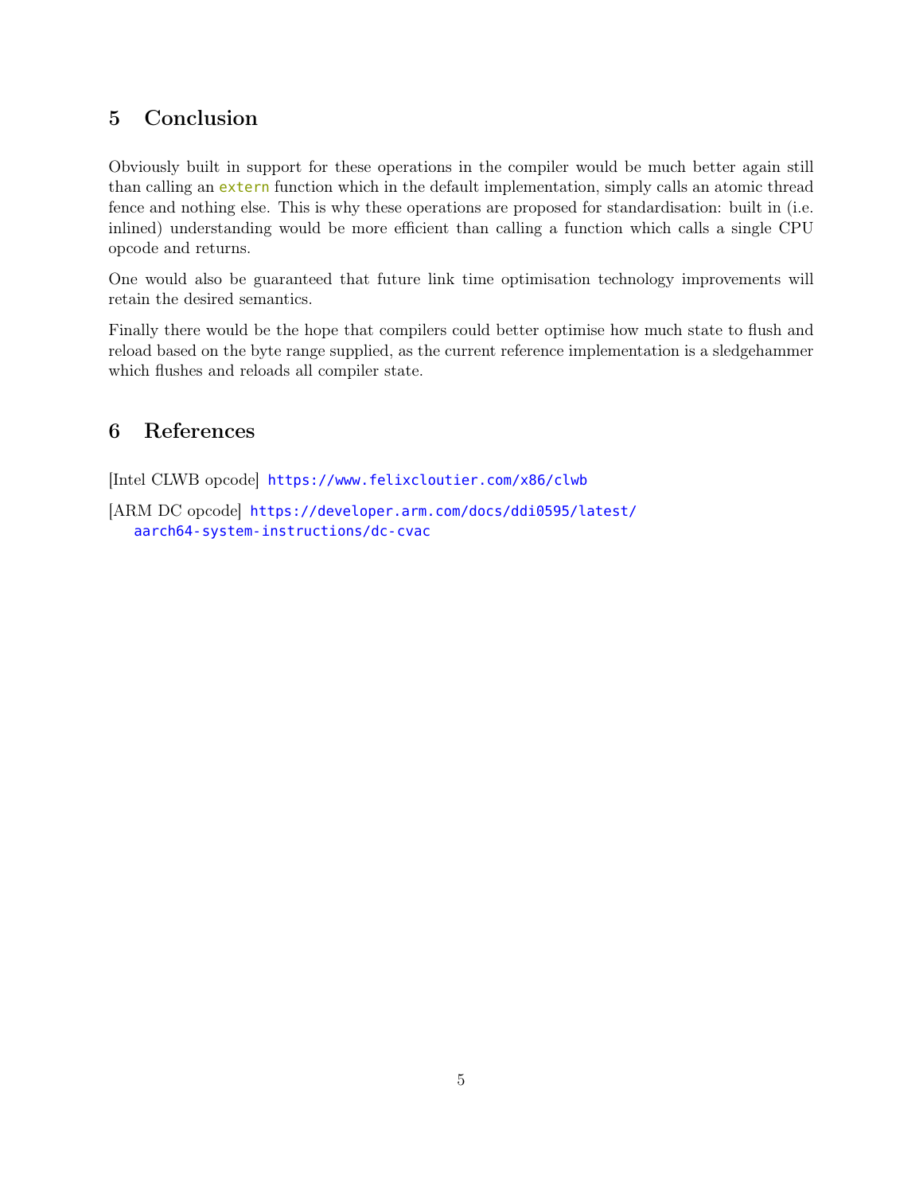## 5 Conclusion

Obviously built in support for these operations in the compiler would be much better again still than calling an `extern` function which in the default implementation, simply calls an atomic thread fence and nothing else. This is why these operations are proposed for standardisation: built in (i.e. inlined) understanding would be more efficient than calling a function which calls a single CPU opcode and returns.

One would also be guaranteed that future link time optimisation technology improvements will retain the desired semantics.

Finally there would be the hope that compilers could better optimise how much state to flush and reload based on the byte range supplied, as the current reference implementation is a sledgehammer which flushes and reloads all compiler state.

## 6 References

[Intel CLWB opcode] https://www.felixcloutier.com/x86/clwb

[ARM DC opcode] https://developer.arm.com/docs/ddi0595/latest/aarch64-system-instructions/dc-cvac